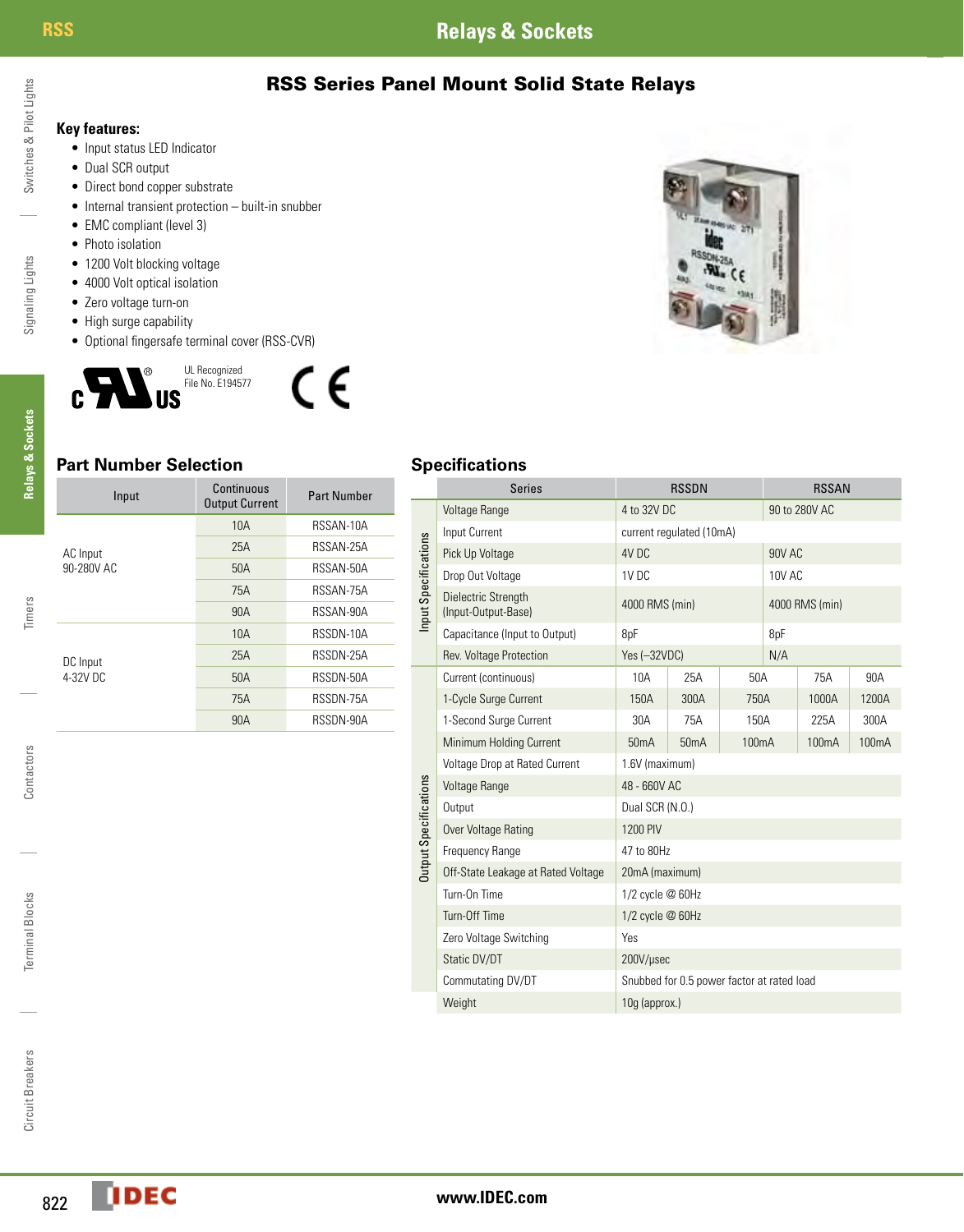# RSS Series Panel Mount Solid State Relays

**Key features:**

- Input status LED Indicator
- Dual SCR output
- Direct bond copper substrate
- Internal transient protection – built-in snubber
- EMC compliant (level 3)
- Photo isolation
- 1200 Volt blocking voltage
- 4000 Volt optical isolation
- Zero voltage turn-on
- High surge capability
- Optional fingersafe terminal cover (RSS-CVR)

UL Recognized
File No. E194577

## Part Number Selection

| Input | Continuous Output Current | Part Number |
|---|---|---|
| AC Input 90-280V AC | 10A | RSSAN-10A |
| | 25A | RSSAN-25A |
| | 50A | RSSAN-50A |
| | 75A | RSSAN-75A |
| | 90A | RSSAN-90A |
| DC Input 4-32V DC | 10A | RSSDN-10A |
| | 25A | RSSDN-25A |
| | 50A | RSSDN-50A |
| | 75A | RSSDN-75A |
| | 90A | RSSDN-90A |

## Specifications

| | Series | RSSDN | | | RSSAN | |
|---|---|---|---|---|---|---|
| Input Specifications | Voltage Range | 4 to 32V DC | | | 90 to 280V AC | |
| | Input Current | current regulated (10mA) | | | | |
| | Pick Up Voltage | 4V DC | | | 90V AC | |
| | Drop Out Voltage | 1V DC | | | 10V AC | |
| | Dielectric Strength (Input-Output-Base) | 4000 RMS (min) | | | 4000 RMS (min) | |
| | Capacitance (Input to Output) | 8pF | | | 8pF | |
| | Rev. Voltage Protection | Yes (–32VDC) | | | N/A | |
| Output Specifications | Current (continuous) | 10A | 25A | 50A | 75A | 90A |
| | 1-Cycle Surge Current | 150A | 300A | 750A | 1000A | 1200A |
| | 1-Second Surge Current | 30A | 75A | 150A | 225A | 300A |
| | Minimum Holding Current | 50mA | 50mA | 100mA | 100mA | 100mA |
| | Voltage Drop at Rated Current | 1.6V (maximum) | | | | |
| | Voltage Range | 48 - 660V AC | | | | |
| | Output | Dual SCR (N.O.) | | | | |
| | Over Voltage Rating | 1200 PIV | | | | |
| | Frequency Range | 47 to 80Hz | | | | |
| | Off-State Leakage at Rated Voltage | 20mA (maximum) | | | | |
| | Turn-On Time | 1/2 cycle @ 60Hz | | | | |
| | Turn-Off Time | 1/2 cycle @ 60Hz | | | | |
| | Zero Voltage Switching | Yes | | | | |
| | Static DV/DT | 200V/µsec | | | | |
| | Commutating DV/DT | Snubbed for 0.5 power factor at rated load | | | | |
| | Weight | 10g (approx.) | | | | |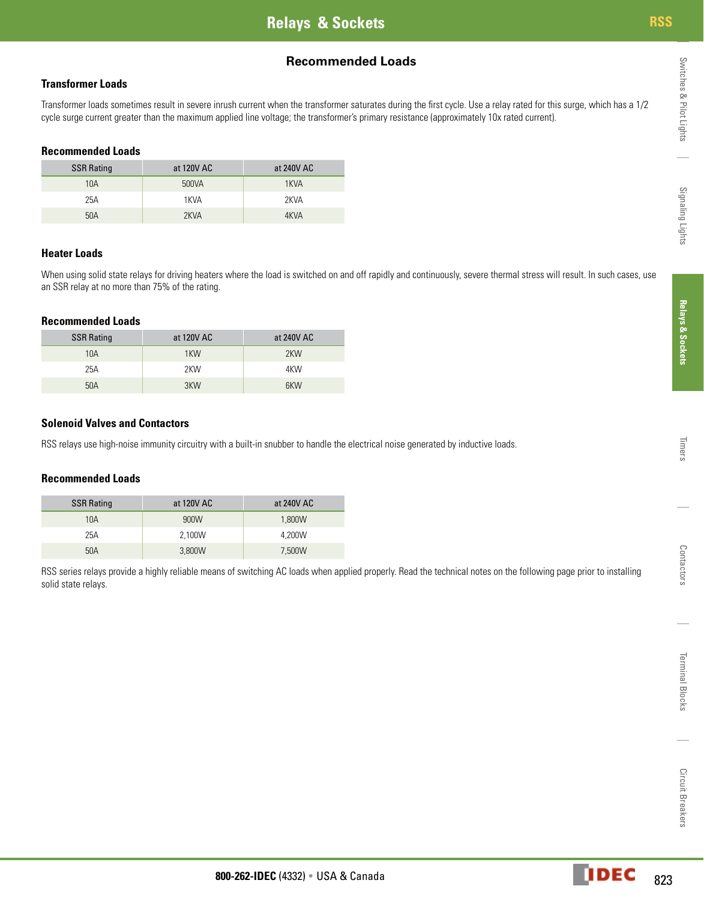# Recommended Loads

## Transformer Loads

Transformer loads sometimes result in severe inrush current when the transformer saturates during the first cycle. Use a relay rated for this surge, which has a 1/2 cycle surge current greater than the maximum applied line voltage; the transformer's primary resistance (approximately 10x rated current).

### Recommended Loads

| SSR Rating | at 120V AC | at 240V AC |
|---|---|---|
| 10A | 500VA | 1KVA |
| 25A | 1KVA | 2KVA |
| 50A | 2KVA | 4KVA |

## Heater Loads

When using solid state relays for driving heaters where the load is switched on and off rapidly and continuously, severe thermal stress will result. In such cases, use an SSR relay at no more than 75% of the rating.

### Recommended Loads

| SSR Rating | at 120V AC | at 240V AC |
|---|---|---|
| 10A | 1KW | 2KW |
| 25A | 2KW | 4KW |
| 50A | 3KW | 6KW |

## Solenoid Valves and Contactors

RSS relays use high-noise immunity circuitry with a built-in snubber to handle the electrical noise generated by inductive loads.

### Recommended Loads

| SSR Rating | at 120V AC | at 240V AC |
|---|---|---|
| 10A | 900W | 1,800W |
| 25A | 2,100W | 4,200W |
| 50A | 3,800W | 7,500W |

RSS series relays provide a highly reliable means of switching AC loads when applied properly. Read the technical notes on the following page prior to installing solid state relays.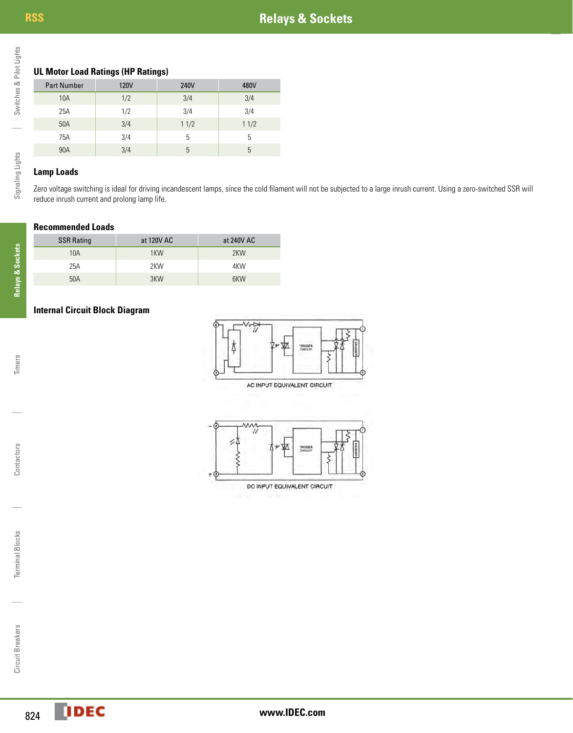### UL Motor Load Ratings (HP Ratings)

| Part Number | 120V | 240V | 480V |
|---|---|---|---|
| 10A | 1/2 | 3/4 | 3/4 |
| 25A | 1/2 | 3/4 | 3/4 |
| 50A | 3/4 | 1 1/2 | 1 1/2 |
| 75A | 3/4 | 5 | 5 |
| 90A | 3/4 | 5 | 5 |

### Lamp Loads

Zero voltage switching is ideal for driving incandescent lamps, since the cold filament will not be subjected to a large inrush current. Using a zero-switched SSR will reduce inrush current and prolong lamp life.

### Recommended Loads

| SSR Rating | at 120V AC | at 240V AC |
|---|---|---|
| 10A | 1KW | 2KW |
| 25A | 2KW | 4KW |
| 50A | 3KW | 6KW |

### Internal Circuit Block Diagram

AC INPUT EQUIVALENT CIRCUIT

DC INPUT EQUIVALENT CIRCUIT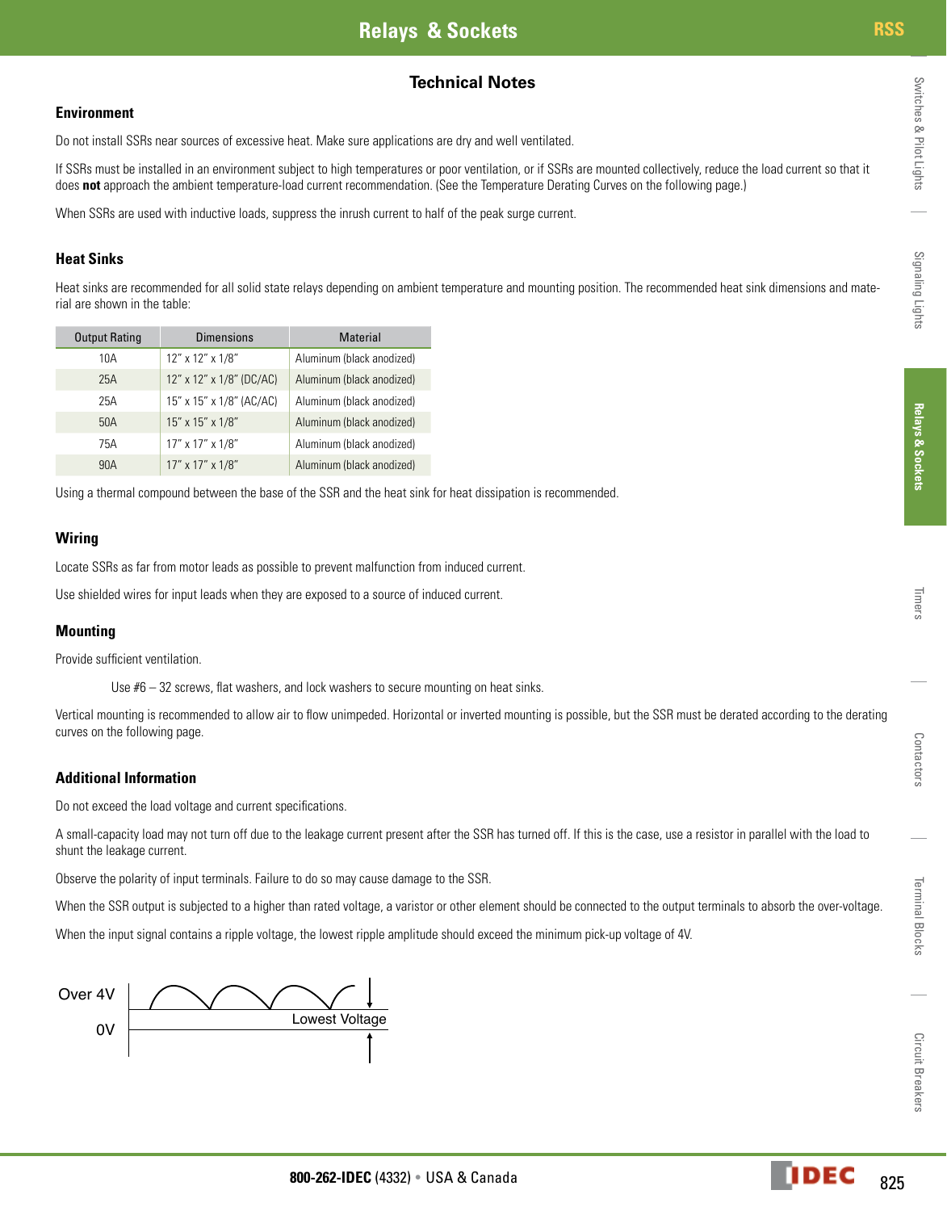## Technical Notes

### Environment

Do not install SSRs near sources of excessive heat. Make sure applications are dry and well ventilated.

If SSRs must be installed in an environment subject to high temperatures or poor ventilation, or if SSRs are mounted collectively, reduce the load current so that it does **not** approach the ambient temperature-load current recommendation. (See the Temperature Derating Curves on the following page.)

When SSRs are used with inductive loads, suppress the inrush current to half of the peak surge current.

### Heat Sinks

Heat sinks are recommended for all solid state relays depending on ambient temperature and mounting position. The recommended heat sink dimensions and material are shown in the table:

| Output Rating | Dimensions | Material |
|---|---|---|
| 10A | 12" x 12" x 1/8" | Aluminum (black anodized) |
| 25A | 12" x 12" x 1/8" (DC/AC) | Aluminum (black anodized) |
| 25A | 15" x 15" x 1/8" (AC/AC) | Aluminum (black anodized) |
| 50A | 15" x 15" x 1/8" | Aluminum (black anodized) |
| 75A | 17" x 17" x 1/8" | Aluminum (black anodized) |
| 90A | 17" x 17" x 1/8" | Aluminum (black anodized) |

Using a thermal compound between the base of the SSR and the heat sink for heat dissipation is recommended.

### Wiring

Locate SSRs as far from motor leads as possible to prevent malfunction from induced current.

Use shielded wires for input leads when they are exposed to a source of induced current.

### Mounting

Provide sufficient ventilation.

Use #6 – 32 screws, flat washers, and lock washers to secure mounting on heat sinks.

Vertical mounting is recommended to allow air to flow unimpeded. Horizontal or inverted mounting is possible, but the SSR must be derated according to the derating curves on the following page.

### Additional Information

Do not exceed the load voltage and current specifications.

A small-capacity load may not turn off due to the leakage current present after the SSR has turned off. If this is the case, use a resistor in parallel with the load to shunt the leakage current.

Observe the polarity of input terminals. Failure to do so may cause damage to the SSR.

When the SSR output is subjected to a higher than rated voltage, a varistor or other element should be connected to the output terminals to absorb the over-voltage.

When the input signal contains a ripple voltage, the lowest ripple amplitude should exceed the minimum pick-up voltage of 4V.

Over 4V

0V

Lowest Voltage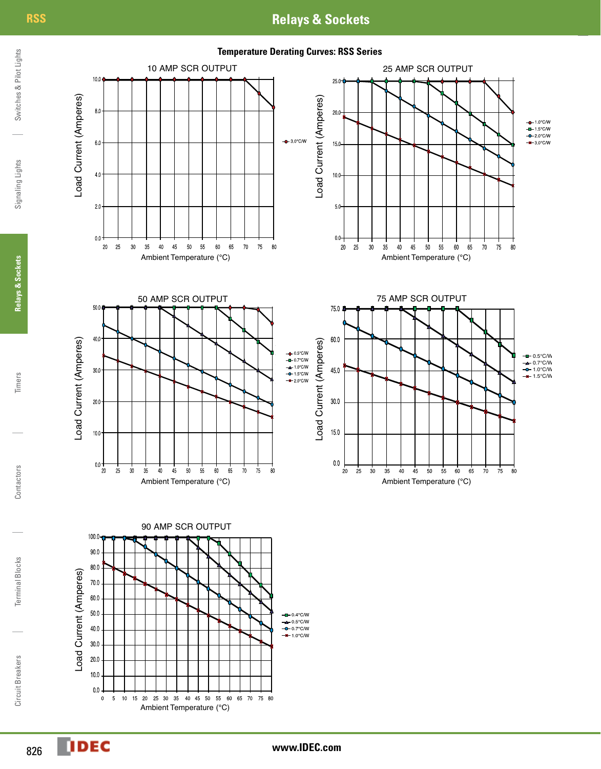## Temperature Derating Curves: RSS Series

10 AMP SCR OUTPUT

Load Current (Amperes)

Ambient Temperature (°C)

3.0°C/W

25 AMP SCR OUTPUT

Load Current (Amperes)

Ambient Temperature (°C)

1.0°C/W
1.5°C/W
2.0°C/W
3.0°C/W

50 AMP SCR OUTPUT

Load Current (Amperes)

Ambient Temperature (°C)

0.5°C/W
0.7°C/W
1.0°C/W
1.5°C/W
2.0°C/W

75 AMP SCR OUTPUT

Load Current (Amperes)

Ambient Temperature (°C)

0.5°C/W
0.7°C/W
1.0°C/W
1.5°C/W

90 AMP SCR OUTPUT

Load Current (Amperes)

Ambient Temperature (°C)

0.4°C/W
0.5°C/W
0.7°C/W
1.0°C/W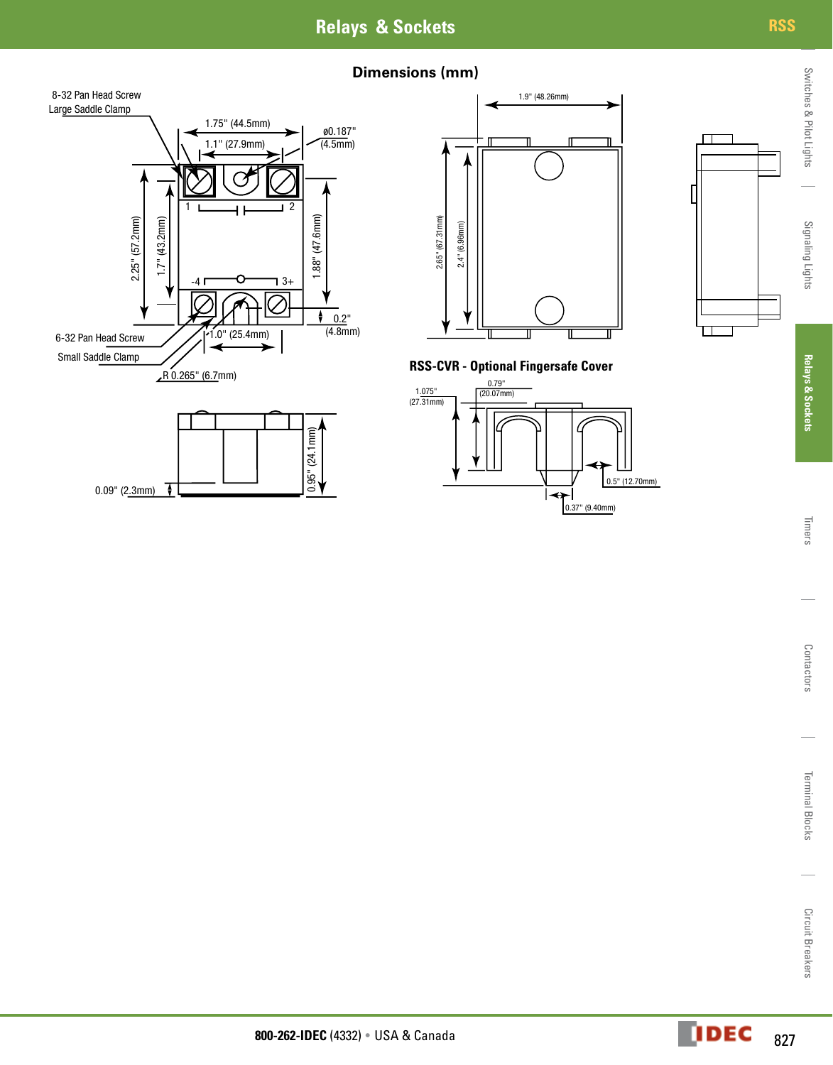## Dimensions (mm)

8-32 Pan Head Screw
Large Saddle Clamp

1.75" (44.5mm)
1.1" (27.9mm)
ø0.187"
(4.5mm)

2.25" (57.2mm)
1.7" (43.2mm)
1.88" (47.6mm)

1
2
-4
3+

0.2"
(4.8mm)

6-32 Pan Head Screw
Small Saddle Clamp
1.0" (25.4mm)
R 0.265" (6.7mm)

0.09" (2.3mm)
0.95" (24.1mm)

1.9" (48.26mm)
2.65" (67.31mm)
2.4" (6.96mm)

### RSS-CVR - Optional Fingersafe Cover

1.075"
(27.31mm)
0.79"
(20.07mm)
0.5" (12.70mm)
0.37" (9.40mm)

**800-262-IDEC** (4332) • USA & Canada